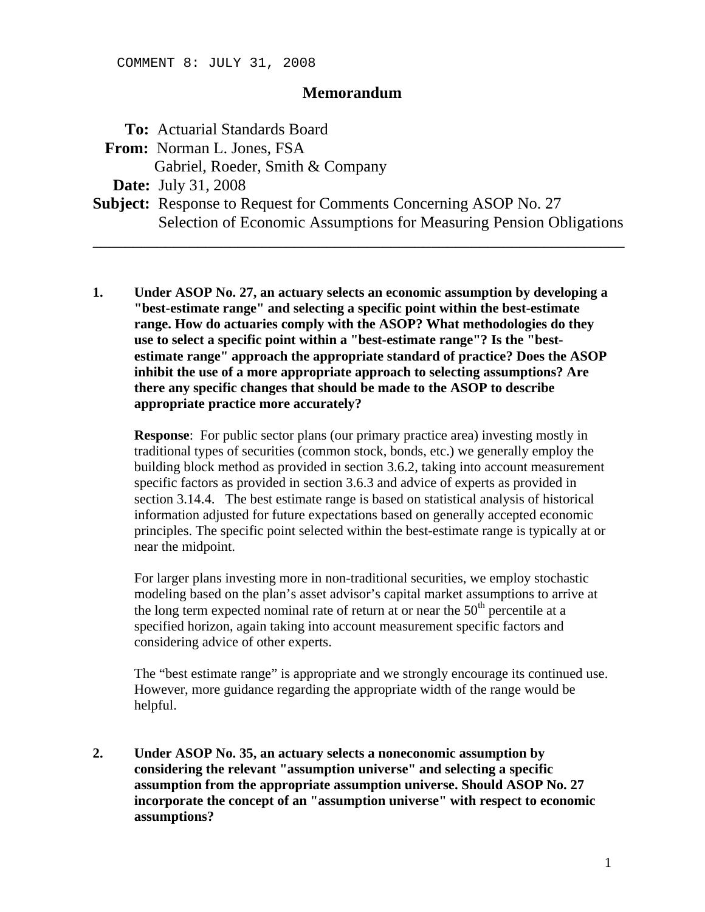COMMENT 8: JULY 31, 2008

# Memorandum

**To:** Actuarial Standards Board

**From:** Norman L. Jones, FSA
Gabriel, Roeder, Smith & Company

**Date:** July 31, 2008

**Subject:** Response to Request for Comments Concerning ASOP No. 27
Selection of Economic Assumptions for Measuring Pension Obligations

---

**1. Under ASOP No. 27, an actuary selects an economic assumption by developing a "best-estimate range" and selecting a specific point within the best-estimate range. How do actuaries comply with the ASOP? What methodologies do they use to select a specific point within a "best-estimate range"? Is the "best-estimate range" approach the appropriate standard of practice? Does the ASOP inhibit the use of a more appropriate approach to selecting assumptions? Are there any specific changes that should be made to the ASOP to describe appropriate practice more accurately?**

**Response**: For public sector plans (our primary practice area) investing mostly in traditional types of securities (common stock, bonds, etc.) we generally employ the building block method as provided in section 3.6.2, taking into account measurement specific factors as provided in section 3.6.3 and advice of experts as provided in section 3.14.4. The best estimate range is based on statistical analysis of historical information adjusted for future expectations based on generally accepted economic principles. The specific point selected within the best-estimate range is typically at or near the midpoint.

For larger plans investing more in non-traditional securities, we employ stochastic modeling based on the plan's asset advisor's capital market assumptions to arrive at the long term expected nominal rate of return at or near the 50th percentile at a specified horizon, again taking into account measurement specific factors and considering advice of other experts.

The "best estimate range" is appropriate and we strongly encourage its continued use. However, more guidance regarding the appropriate width of the range would be helpful.

**2. Under ASOP No. 35, an actuary selects a noneconomic assumption by considering the relevant "assumption universe" and selecting a specific assumption from the appropriate assumption universe. Should ASOP No. 27 incorporate the concept of an "assumption universe" with respect to economic assumptions?**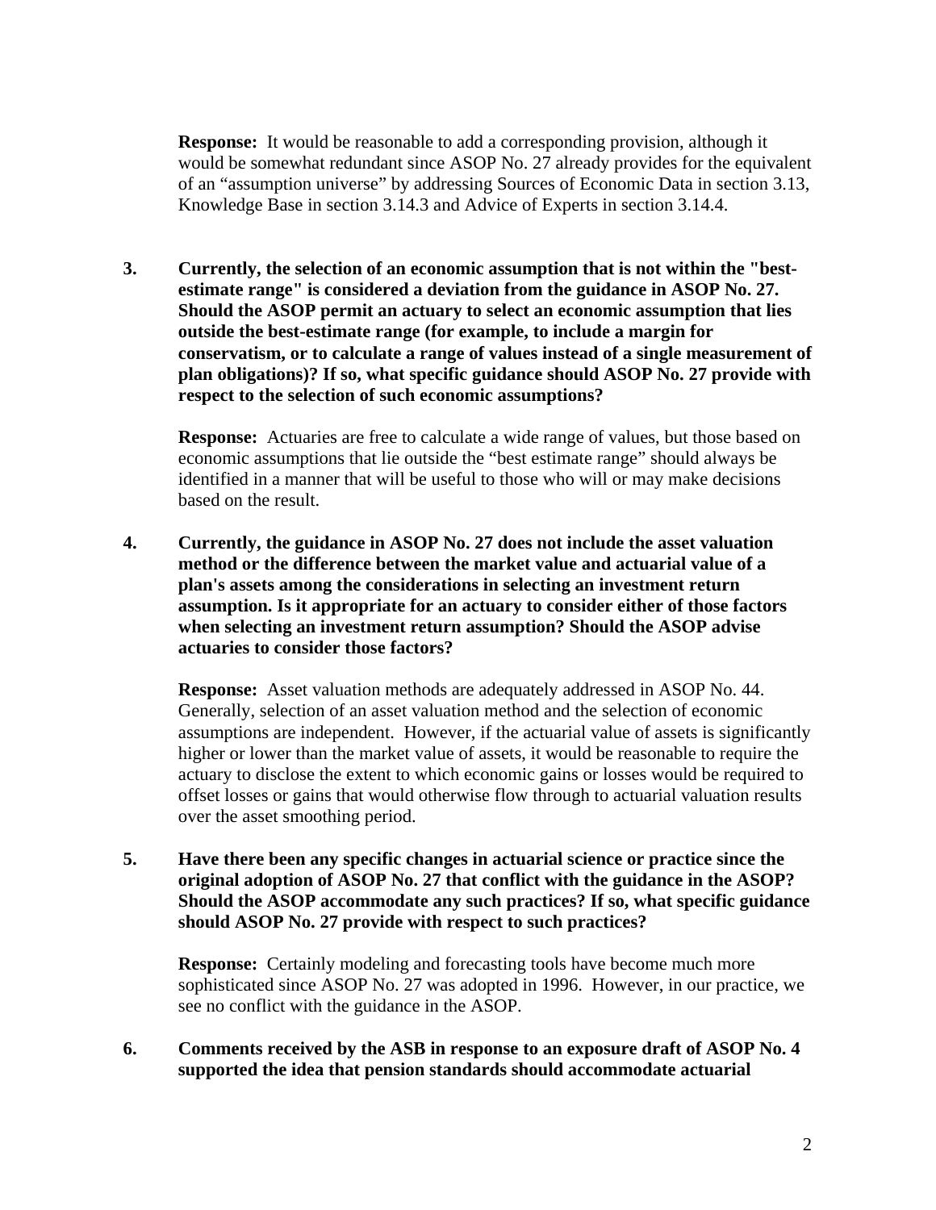**Response:** It would be reasonable to add a corresponding provision, although it would be somewhat redundant since ASOP No. 27 already provides for the equivalent of an "assumption universe" by addressing Sources of Economic Data in section 3.13, Knowledge Base in section 3.14.3 and Advice of Experts in section 3.14.4.

3. **Currently, the selection of an economic assumption that is not within the "best-estimate range" is considered a deviation from the guidance in ASOP No. 27. Should the ASOP permit an actuary to select an economic assumption that lies outside the best-estimate range (for example, to include a margin for conservatism, or to calculate a range of values instead of a single measurement of plan obligations)? If so, what specific guidance should ASOP No. 27 provide with respect to the selection of such economic assumptions?**

   **Response:** Actuaries are free to calculate a wide range of values, but those based on economic assumptions that lie outside the "best estimate range" should always be identified in a manner that will be useful to those who will or may make decisions based on the result.

4. **Currently, the guidance in ASOP No. 27 does not include the asset valuation method or the difference between the market value and actuarial value of a plan's assets among the considerations in selecting an investment return assumption. Is it appropriate for an actuary to consider either of those factors when selecting an investment return assumption? Should the ASOP advise actuaries to consider those factors?**

   **Response:** Asset valuation methods are adequately addressed in ASOP No. 44. Generally, selection of an asset valuation method and the selection of economic assumptions are independent. However, if the actuarial value of assets is significantly higher or lower than the market value of assets, it would be reasonable to require the actuary to disclose the extent to which economic gains or losses would be required to offset losses or gains that would otherwise flow through to actuarial valuation results over the asset smoothing period.

5. **Have there been any specific changes in actuarial science or practice since the original adoption of ASOP No. 27 that conflict with the guidance in the ASOP? Should the ASOP accommodate any such practices? If so, what specific guidance should ASOP No. 27 provide with respect to such practices?**

   **Response:** Certainly modeling and forecasting tools have become much more sophisticated since ASOP No. 27 was adopted in 1996. However, in our practice, we see no conflict with the guidance in the ASOP.

6. **Comments received by the ASB in response to an exposure draft of ASOP No. 4 supported the idea that pension standards should accommodate actuarial**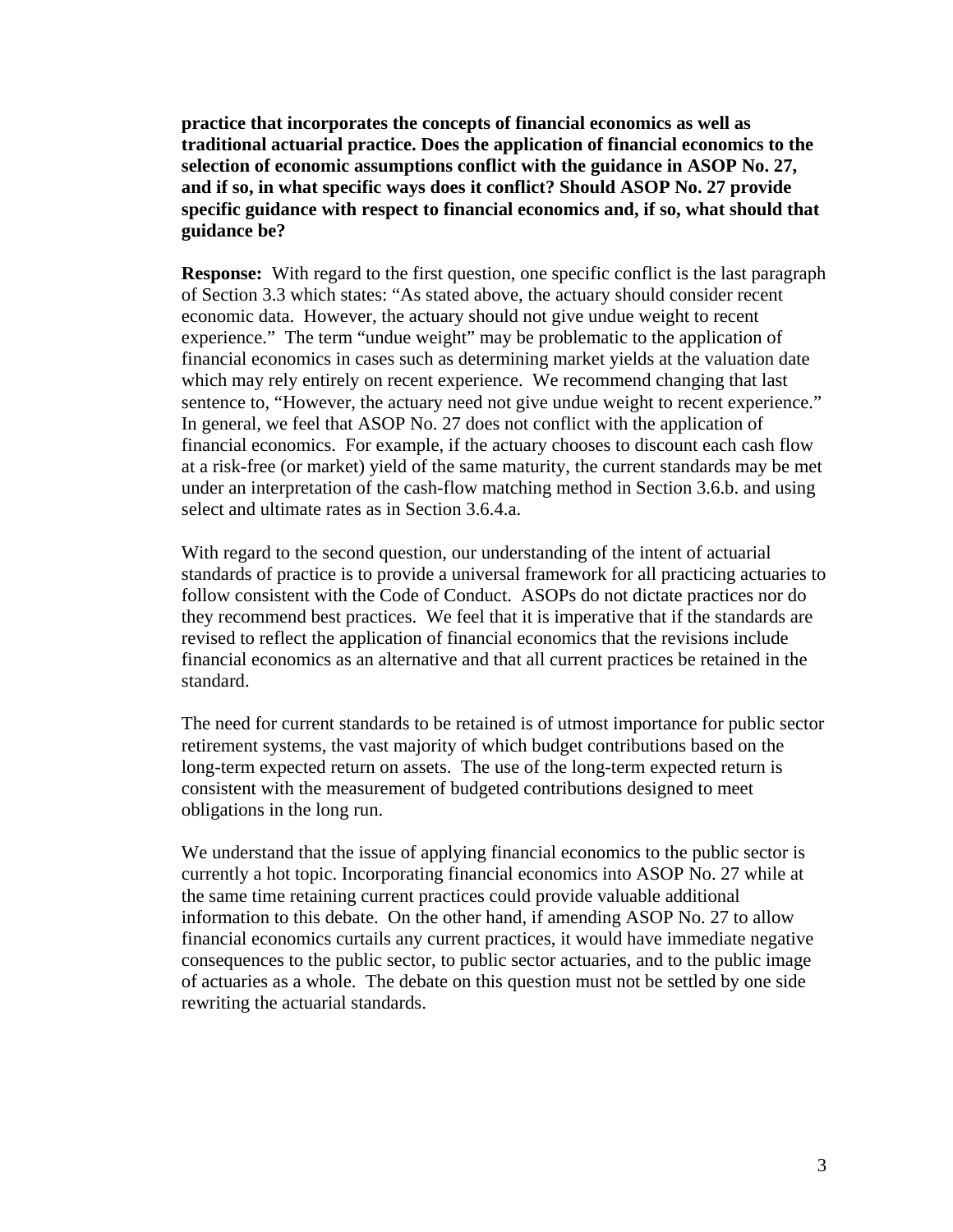**practice that incorporates the concepts of financial economics as well as traditional actuarial practice. Does the application of financial economics to the selection of economic assumptions conflict with the guidance in ASOP No. 27, and if so, in what specific ways does it conflict? Should ASOP No. 27 provide specific guidance with respect to financial economics and, if so, what should that guidance be?**

**Response:** With regard to the first question, one specific conflict is the last paragraph of Section 3.3 which states: "As stated above, the actuary should consider recent economic data. However, the actuary should not give undue weight to recent experience." The term "undue weight" may be problematic to the application of financial economics in cases such as determining market yields at the valuation date which may rely entirely on recent experience. We recommend changing that last sentence to, "However, the actuary need not give undue weight to recent experience." In general, we feel that ASOP No. 27 does not conflict with the application of financial economics. For example, if the actuary chooses to discount each cash flow at a risk-free (or market) yield of the same maturity, the current standards may be met under an interpretation of the cash-flow matching method in Section 3.6.b. and using select and ultimate rates as in Section 3.6.4.a.

With regard to the second question, our understanding of the intent of actuarial standards of practice is to provide a universal framework for all practicing actuaries to follow consistent with the Code of Conduct. ASOPs do not dictate practices nor do they recommend best practices. We feel that it is imperative that if the standards are revised to reflect the application of financial economics that the revisions include financial economics as an alternative and that all current practices be retained in the standard.

The need for current standards to be retained is of utmost importance for public sector retirement systems, the vast majority of which budget contributions based on the long-term expected return on assets. The use of the long-term expected return is consistent with the measurement of budgeted contributions designed to meet obligations in the long run.

We understand that the issue of applying financial economics to the public sector is currently a hot topic. Incorporating financial economics into ASOP No. 27 while at the same time retaining current practices could provide valuable additional information to this debate. On the other hand, if amending ASOP No. 27 to allow financial economics curtails any current practices, it would have immediate negative consequences to the public sector, to public sector actuaries, and to the public image of actuaries as a whole. The debate on this question must not be settled by one side rewriting the actuarial standards.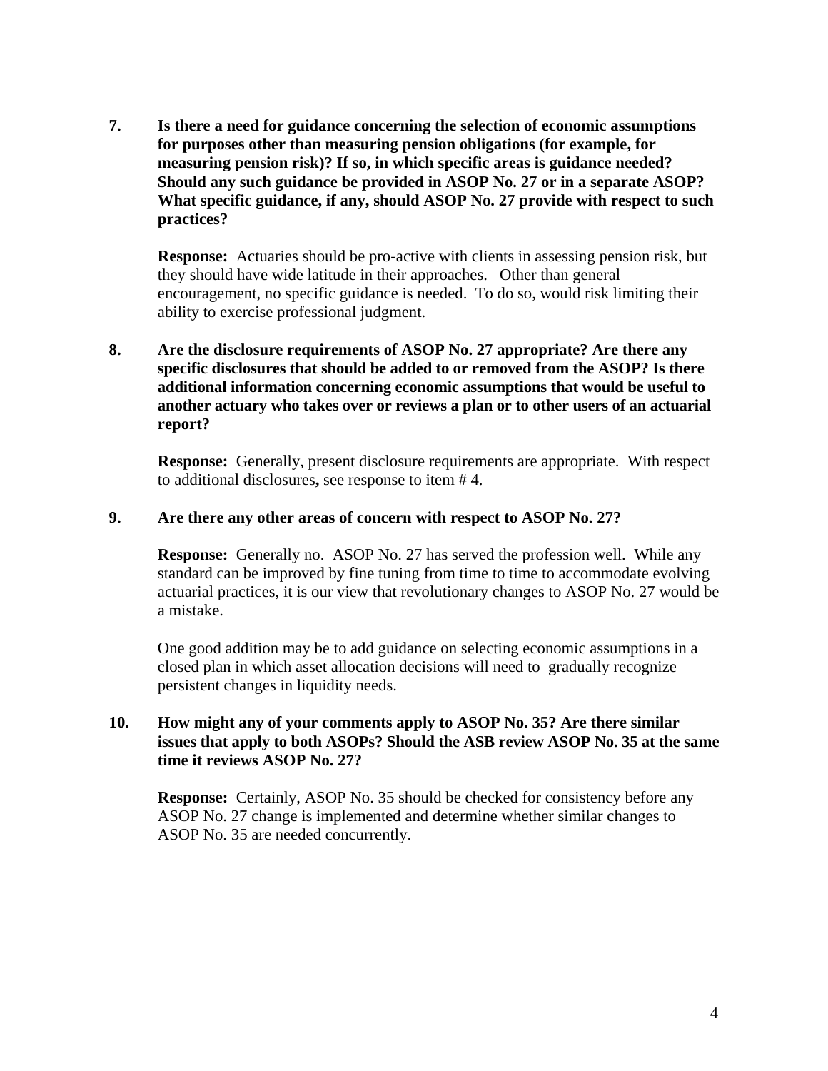**7. Is there a need for guidance concerning the selection of economic assumptions for purposes other than measuring pension obligations (for example, for measuring pension risk)? If so, in which specific areas is guidance needed? Should any such guidance be provided in ASOP No. 27 or in a separate ASOP? What specific guidance, if any, should ASOP No. 27 provide with respect to such practices?**

**Response:** Actuaries should be pro-active with clients in assessing pension risk, but they should have wide latitude in their approaches. Other than general encouragement, no specific guidance is needed. To do so, would risk limiting their ability to exercise professional judgment.

**8. Are the disclosure requirements of ASOP No. 27 appropriate? Are there any specific disclosures that should be added to or removed from the ASOP? Is there additional information concerning economic assumptions that would be useful to another actuary who takes over or reviews a plan or to other users of an actuarial report?**

**Response:** Generally, present disclosure requirements are appropriate. With respect to additional disclosures**,** see response to item # 4.

**9. Are there any other areas of concern with respect to ASOP No. 27?**

**Response:** Generally no. ASOP No. 27 has served the profession well. While any standard can be improved by fine tuning from time to time to accommodate evolving actuarial practices, it is our view that revolutionary changes to ASOP No. 27 would be a mistake.

One good addition may be to add guidance on selecting economic assumptions in a closed plan in which asset allocation decisions will need to gradually recognize persistent changes in liquidity needs.

**10. How might any of your comments apply to ASOP No. 35? Are there similar issues that apply to both ASOPs? Should the ASB review ASOP No. 35 at the same time it reviews ASOP No. 27?**

**Response:** Certainly, ASOP No. 35 should be checked for consistency before any ASOP No. 27 change is implemented and determine whether similar changes to ASOP No. 35 are needed concurrently.